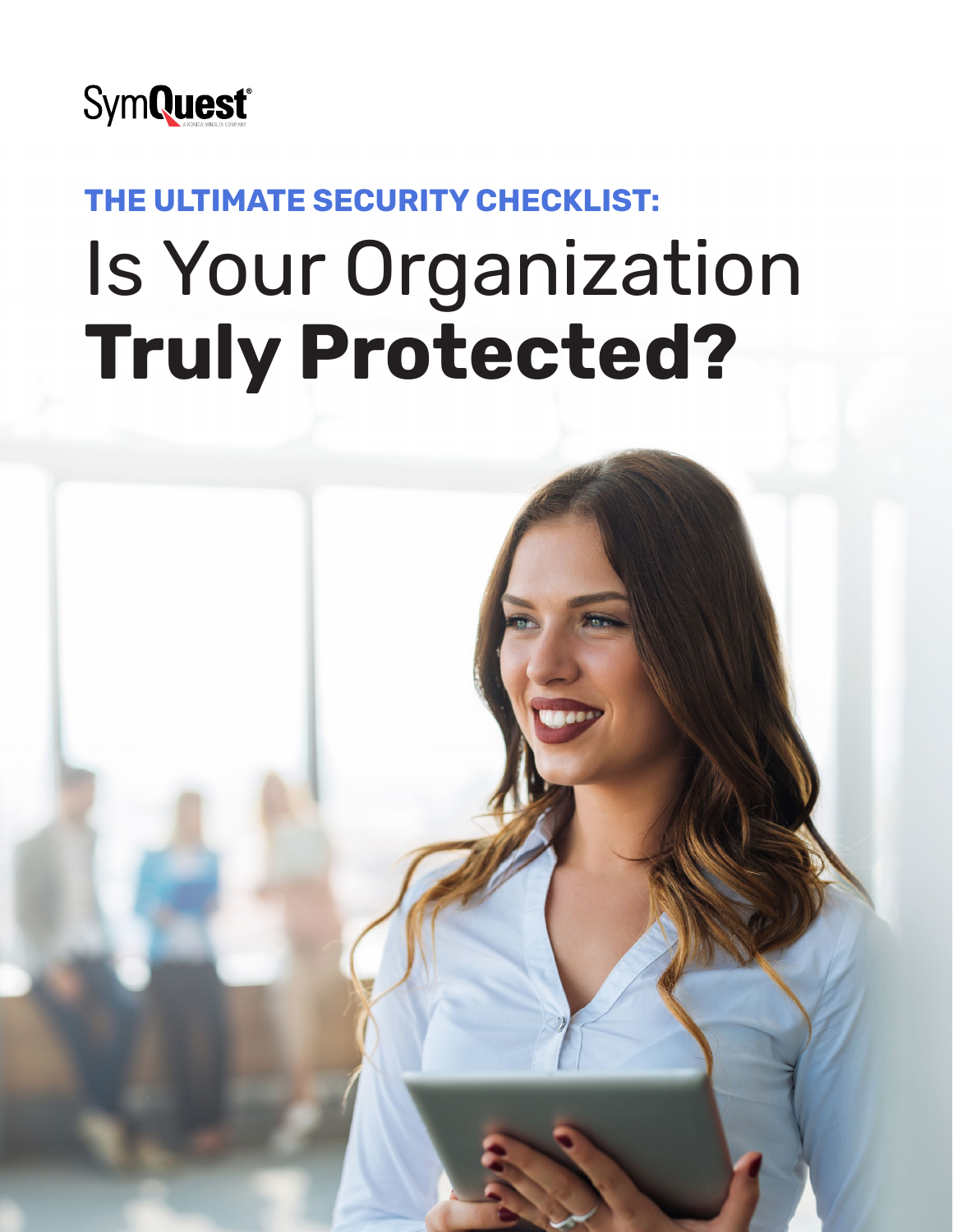SymQuest

A KONICA MINOLTA COMPANY

**THE ULTIMATE SECURITY CHECKLIST:**

# Is Your Organization **Truly Protected?**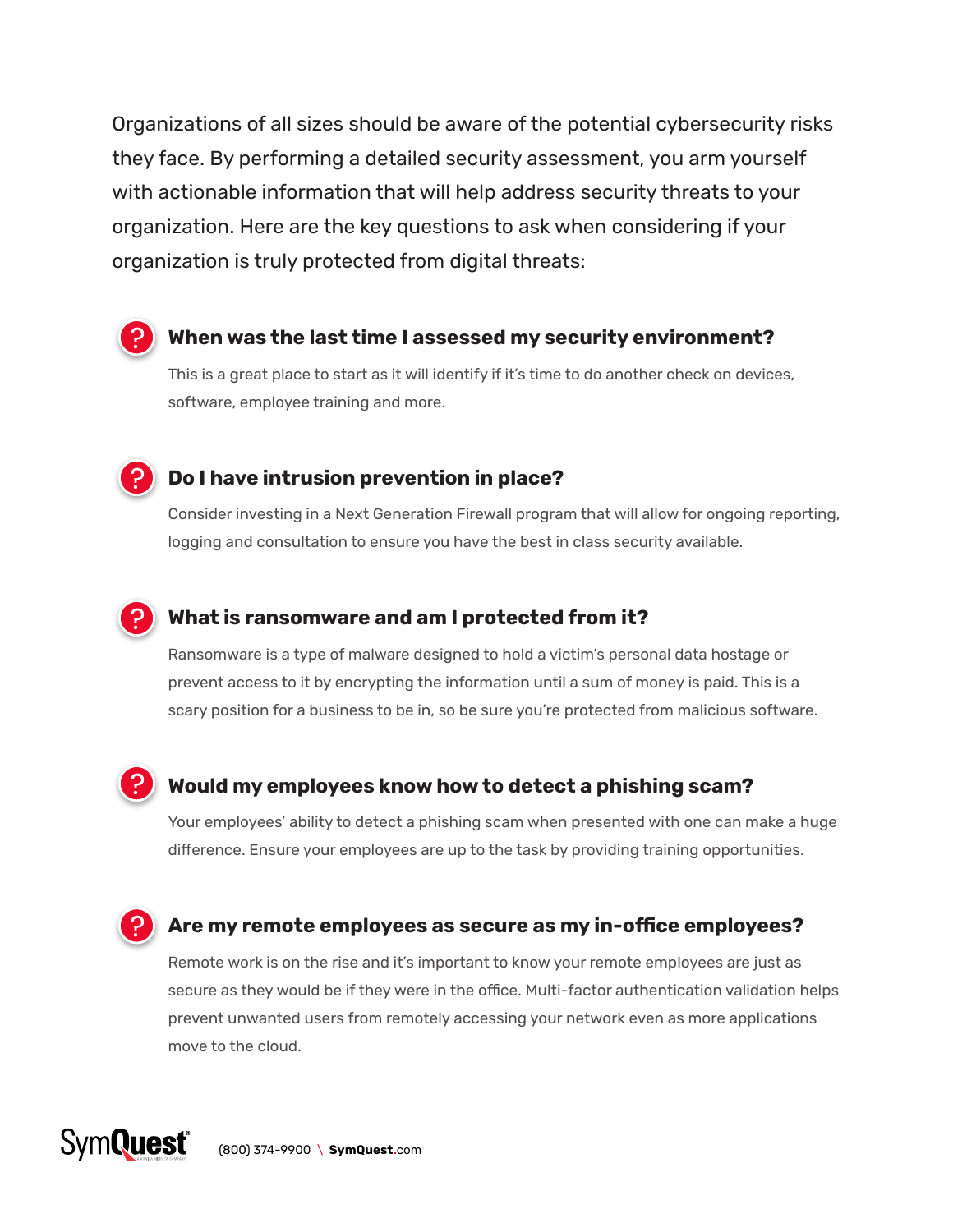Organizations of all sizes should be aware of the potential cybersecurity risks they face. By performing a detailed security assessment, you arm yourself with actionable information that will help address security threats to your organization. Here are the key questions to ask when considering if your organization is truly protected from digital threats:

### When was the last time I assessed my security environment?

This is a great place to start as it will identify if it's time to do another check on devices, software, employee training and more.

### Do I have intrusion prevention in place?

Consider investing in a Next Generation Firewall program that will allow for ongoing reporting, logging and consultation to ensure you have the best in class security available.

### What is ransomware and am I protected from it?

Ransomware is a type of malware designed to hold a victim's personal data hostage or prevent access to it by encrypting the information until a sum of money is paid. This is a scary position for a business to be in, so be sure you're protected from malicious software.

### Would my employees know how to detect a phishing scam?

Your employees' ability to detect a phishing scam when presented with one can make a huge difference. Ensure your employees are up to the task by providing training opportunities.

### Are my remote employees as secure as my in-office employees?

Remote work is on the rise and it's important to know your remote employees are just as secure as they would be if they were in the office. Multi-factor authentication validation helps prevent unwanted users from remotely accessing your network even as more applications move to the cloud.

SymQuest (800) 374-9900 \ **SymQuest.**com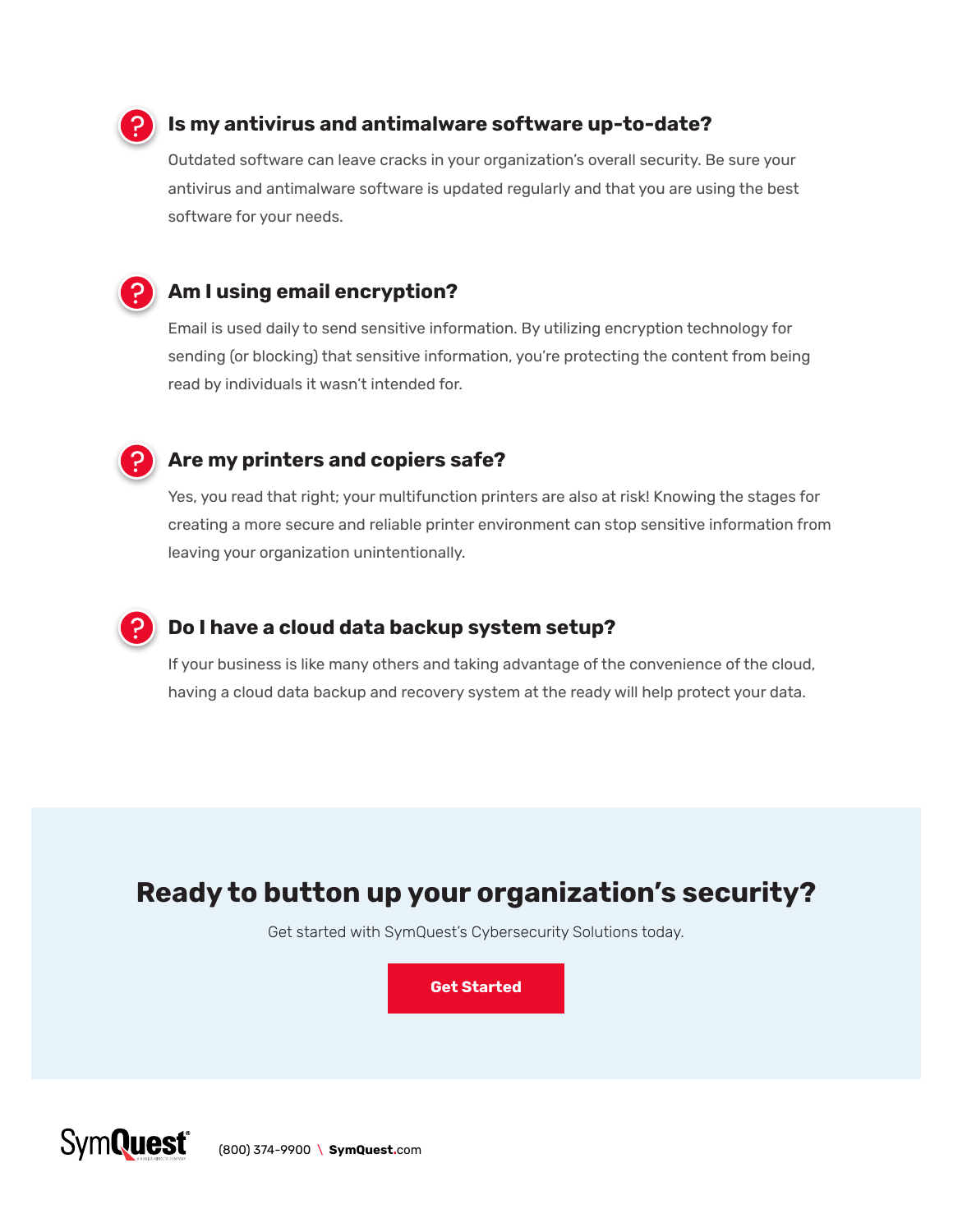### Is my antivirus and antimalware software up-to-date?

Outdated software can leave cracks in your organization's overall security. Be sure your antivirus and antimalware software is updated regularly and that you are using the best software for your needs.

### Am I using email encryption?

Email is used daily to send sensitive information. By utilizing encryption technology for sending (or blocking) that sensitive information, you're protecting the content from being read by individuals it wasn't intended for.

### Are my printers and copiers safe?

Yes, you read that right; your multifunction printers are also at risk! Knowing the stages for creating a more secure and reliable printer environment can stop sensitive information from leaving your organization unintentionally.

### Do I have a cloud data backup system setup?

If your business is like many others and taking advantage of the convenience of the cloud, having a cloud data backup and recovery system at the ready will help protect your data.

## Ready to button up your organization's security?

Get started with SymQuest's Cybersecurity Solutions today.

**Get Started**

SymQuest (800) 374-9900 \ **SymQuest**.com